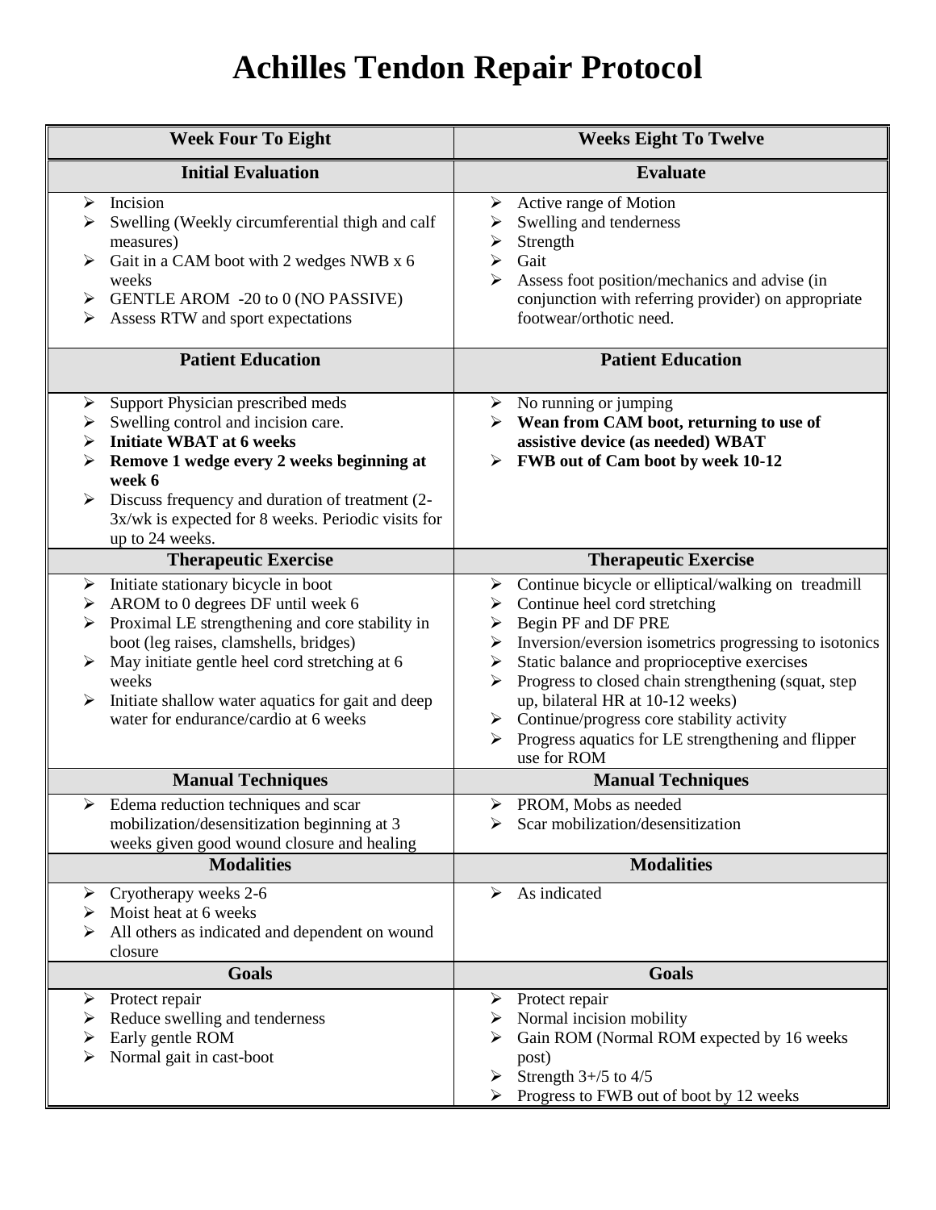# Achilles Tendon Repair Protocol

| Week Four To Eight | Weeks Eight To Twelve |
|---|---|
| **Initial Evaluation** | **Evaluate** |
| ➢ Incision<br>➢ Swelling (Weekly circumferential thigh and calf measures)<br>➢ Gait in a CAM boot with 2 wedges NWB x 6 weeks<br>➢ GENTLE AROM -20 to 0 (NO PASSIVE)<br>➢ Assess RTW and sport expectations | ➢ Active range of Motion<br>➢ Swelling and tenderness<br>➢ Strength<br>➢ Gait<br>➢ Assess foot position/mechanics and advise (in conjunction with referring provider) on appropriate footwear/orthotic need. |
| **Patient Education** | **Patient Education** |
| ➢ Support Physician prescribed meds<br>➢ Swelling control and incision care.<br>➢ **Initiate WBAT at 6 weeks**<br>➢ **Remove 1 wedge every 2 weeks beginning at week 6**<br>➢ Discuss frequency and duration of treatment (2-3x/wk is expected for 8 weeks. Periodic visits for up to 24 weeks. | ➢ No running or jumping<br>➢ **Wean from CAM boot, returning to use of assistive device (as needed) WBAT**<br>➢ **FWB out of Cam boot by week 10-12** |
| **Therapeutic Exercise** | **Therapeutic Exercise** |
| ➢ Initiate stationary bicycle in boot<br>➢ AROM to 0 degrees DF until week 6<br>➢ Proximal LE strengthening and core stability in boot (leg raises, clamshells, bridges)<br>➢ May initiate gentle heel cord stretching at 6 weeks<br>➢ Initiate shallow water aquatics for gait and deep water for endurance/cardio at 6 weeks | ➢ Continue bicycle or elliptical/walking on treadmill<br>➢ Continue heel cord stretching<br>➢ Begin PF and DF PRE<br>➢ Inversion/eversion isometrics progressing to isotonics<br>➢ Static balance and proprioceptive exercises<br>➢ Progress to closed chain strengthening (squat, step up, bilateral HR at 10-12 weeks)<br>➢ Continue/progress core stability activity<br>➢ Progress aquatics for LE strengthening and flipper use for ROM |
| **Manual Techniques** | **Manual Techniques** |
| ➢ Edema reduction techniques and scar mobilization/desensitization beginning at 3 weeks given good wound closure and healing | ➢ PROM, Mobs as needed<br>➢ Scar mobilization/desensitization |
| **Modalities** | **Modalities** |
| ➢ Cryotherapy weeks 2-6<br>➢ Moist heat at 6 weeks<br>➢ All others as indicated and dependent on wound closure | ➢ As indicated |
| **Goals** | **Goals** |
| ➢ Protect repair<br>➢ Reduce swelling and tenderness<br>➢ Early gentle ROM<br>➢ Normal gait in cast-boot | ➢ Protect repair<br>➢ Normal incision mobility<br>➢ Gain ROM (Normal ROM expected by 16 weeks post)<br>➢ Strength 3+/5 to 4/5<br>➢ Progress to FWB out of boot by 12 weeks |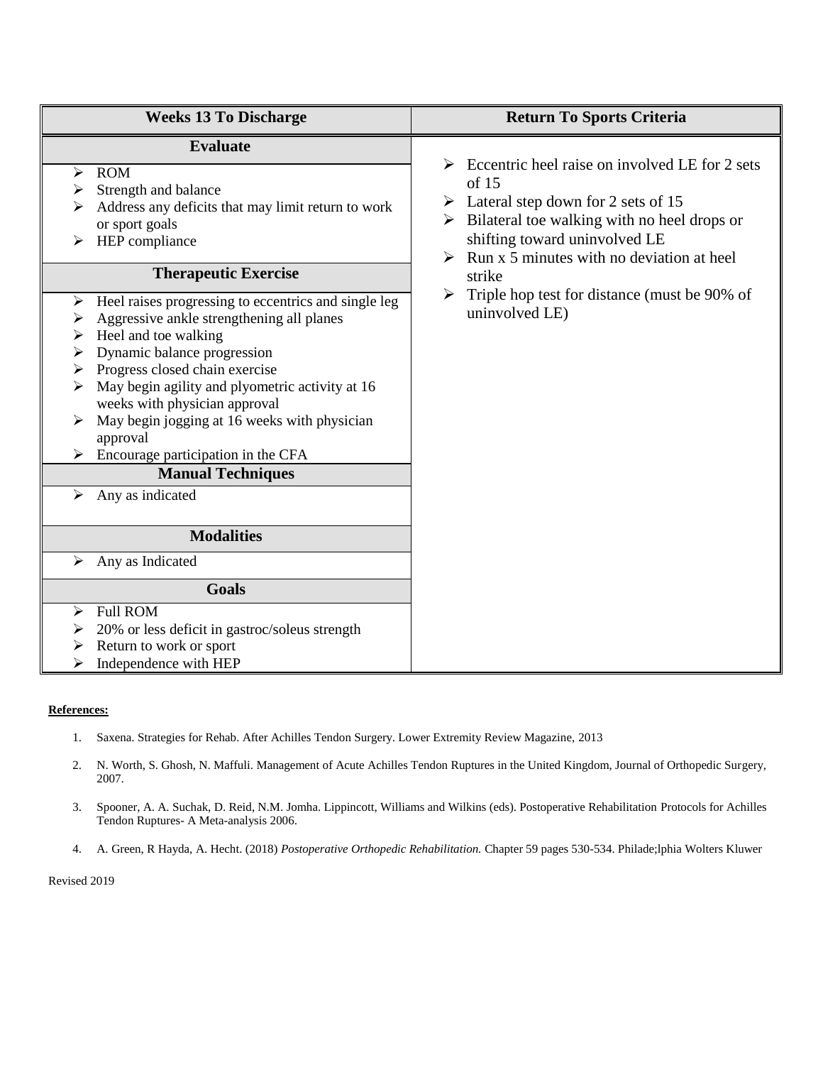| Weeks 13 To Discharge | Return To Sports Criteria |
|---|---|
| **Evaluate**<br>➤ ROM<br>➤ Strength and balance<br>➤ Address any deficits that may limit return to work or sport goals<br>➤ HEP compliance<br>**Therapeutic Exercise**<br>➤ Heel raises progressing to eccentrics and single leg<br>➤ Aggressive ankle strengthening all planes<br>➤ Heel and toe walking<br>➤ Dynamic balance progression<br>➤ Progress closed chain exercise<br>➤ May begin agility and plyometric activity at 16 weeks with physician approval<br>➤ May begin jogging at 16 weeks with physician approval<br>➤ Encourage participation in the CFA<br>**Manual Techniques**<br>➤ Any as indicated<br>**Modalities**<br>➤ Any as Indicated<br>**Goals**<br>➤ Full ROM<br>➤ 20% or less deficit in gastroc/soleus strength<br>➤ Return to work or sport<br>➤ Independence with HEP | ➤ Eccentric heel raise on involved LE for 2 sets of 15<br>➤ Lateral step down for 2 sets of 15<br>➤ Bilateral toe walking with no heel drops or shifting toward uninvolved LE<br>➤ Run x 5 minutes with no deviation at heel strike<br>➤ Triple hop test for distance (must be 90% of uninvolved LE) |

**References:**

1. Saxena. Strategies for Rehab. After Achilles Tendon Surgery. Lower Extremity Review Magazine, 2013
2. N. Worth, S. Ghosh, N. Maffuli. Management of Acute Achilles Tendon Ruptures in the United Kingdom, Journal of Orthopedic Surgery, 2007.
3. Spooner, A. A. Suchak, D. Reid, N.M. Jomha. Lippincott, Williams and Wilkins (eds). Postoperative Rehabilitation Protocols for Achilles Tendon Ruptures- A Meta-analysis 2006.
4. A. Green, R Hayda, A. Hecht. (2018) *Postoperative Orthopedic Rehabilitation.* Chapter 59 pages 530-534. Philade;lphia Wolters Kluwer

Revised 2019